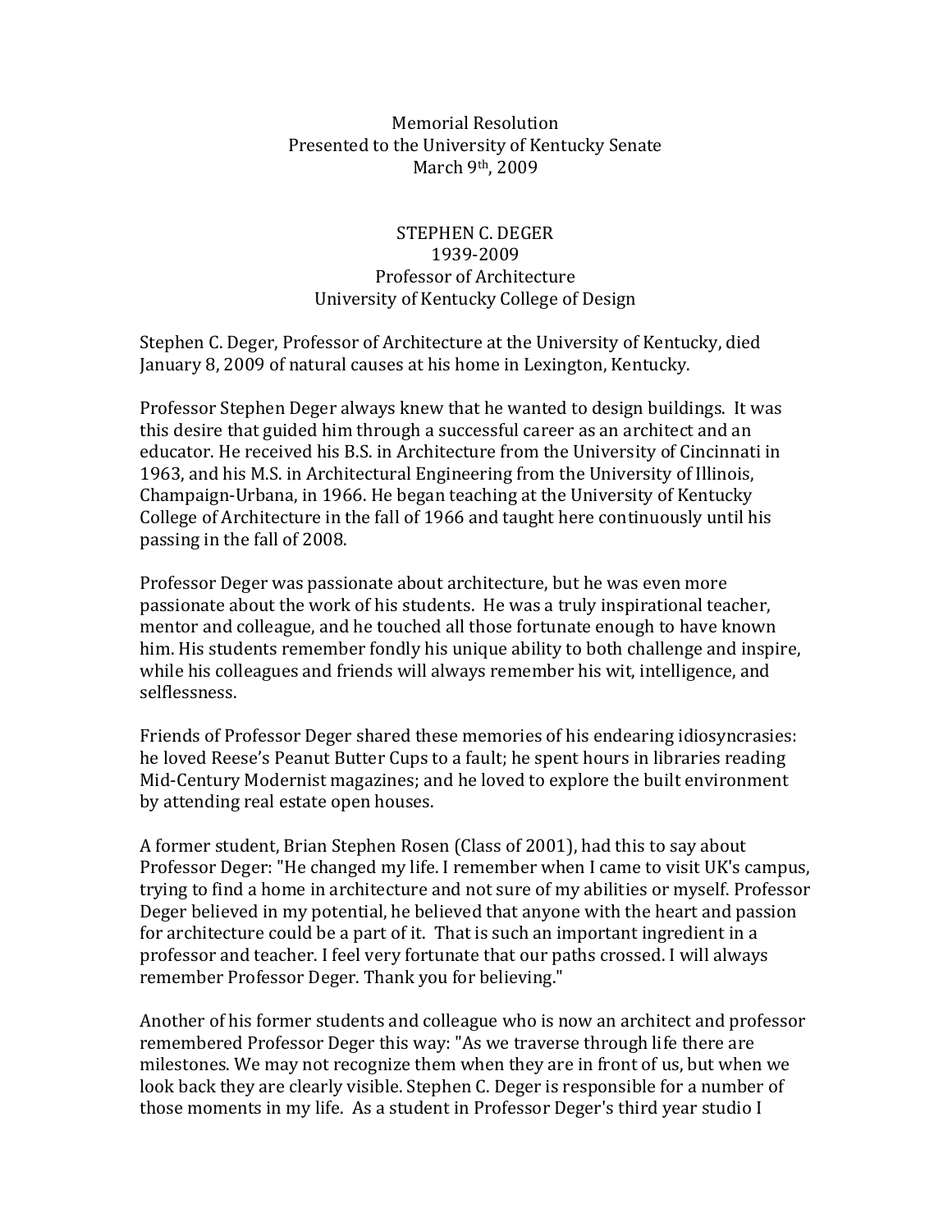Memorial Resolution
Presented to the University of Kentucky Senate
March 9th, 2009

# STEPHEN C. DEGER
1939-2009
Professor of Architecture
University of Kentucky College of Design

Stephen C. Deger, Professor of Architecture at the University of Kentucky, died January 8, 2009 of natural causes at his home in Lexington, Kentucky.

Professor Stephen Deger always knew that he wanted to design buildings. It was this desire that guided him through a successful career as an architect and an educator. He received his B.S. in Architecture from the University of Cincinnati in 1963, and his M.S. in Architectural Engineering from the University of Illinois, Champaign-Urbana, in 1966. He began teaching at the University of Kentucky College of Architecture in the fall of 1966 and taught here continuously until his passing in the fall of 2008.

Professor Deger was passionate about architecture, but he was even more passionate about the work of his students. He was a truly inspirational teacher, mentor and colleague, and he touched all those fortunate enough to have known him. His students remember fondly his unique ability to both challenge and inspire, while his colleagues and friends will always remember his wit, intelligence, and selflessness.

Friends of Professor Deger shared these memories of his endearing idiosyncrasies: he loved Reese's Peanut Butter Cups to a fault; he spent hours in libraries reading Mid-Century Modernist magazines; and he loved to explore the built environment by attending real estate open houses.

A former student, Brian Stephen Rosen (Class of 2001), had this to say about Professor Deger: "He changed my life. I remember when I came to visit UK's campus, trying to find a home in architecture and not sure of my abilities or myself. Professor Deger believed in my potential, he believed that anyone with the heart and passion for architecture could be a part of it. That is such an important ingredient in a professor and teacher. I feel very fortunate that our paths crossed. I will always remember Professor Deger. Thank you for believing."

Another of his former students and colleague who is now an architect and professor remembered Professor Deger this way: "As we traverse through life there are milestones. We may not recognize them when they are in front of us, but when we look back they are clearly visible. Stephen C. Deger is responsible for a number of those moments in my life. As a student in Professor Deger's third year studio I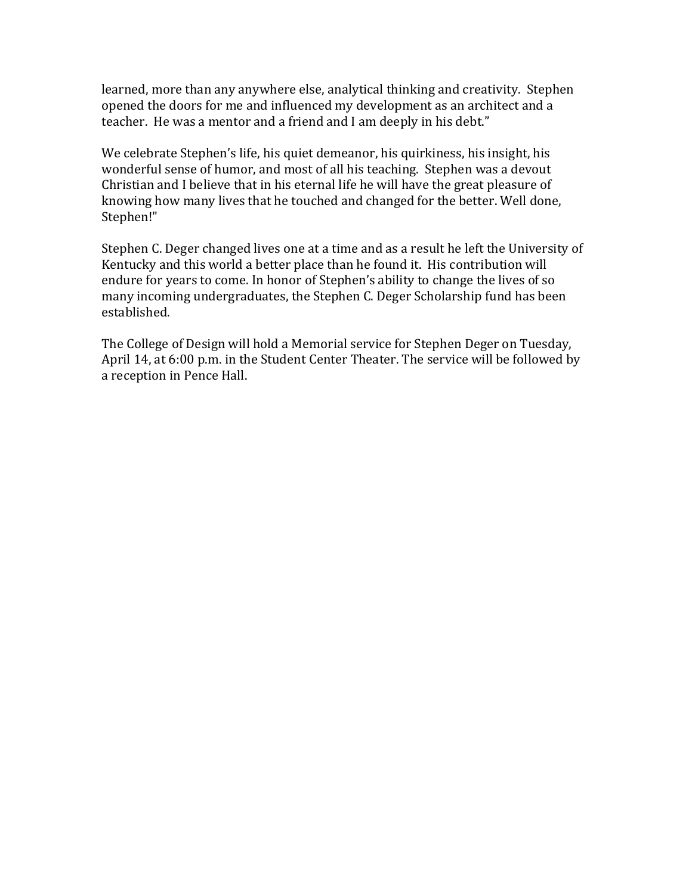learned, more than any anywhere else, analytical thinking and creativity. Stephen opened the doors for me and influenced my development as an architect and a teacher. He was a mentor and a friend and I am deeply in his debt."

We celebrate Stephen's life, his quiet demeanor, his quirkiness, his insight, his wonderful sense of humor, and most of all his teaching. Stephen was a devout Christian and I believe that in his eternal life he will have the great pleasure of knowing how many lives that he touched and changed for the better. Well done, Stephen!"

Stephen C. Deger changed lives one at a time and as a result he left the University of Kentucky and this world a better place than he found it. His contribution will endure for years to come. In honor of Stephen's ability to change the lives of so many incoming undergraduates, the Stephen C. Deger Scholarship fund has been established.

The College of Design will hold a Memorial service for Stephen Deger on Tuesday, April 14, at 6:00 p.m. in the Student Center Theater. The service will be followed by a reception in Pence Hall.